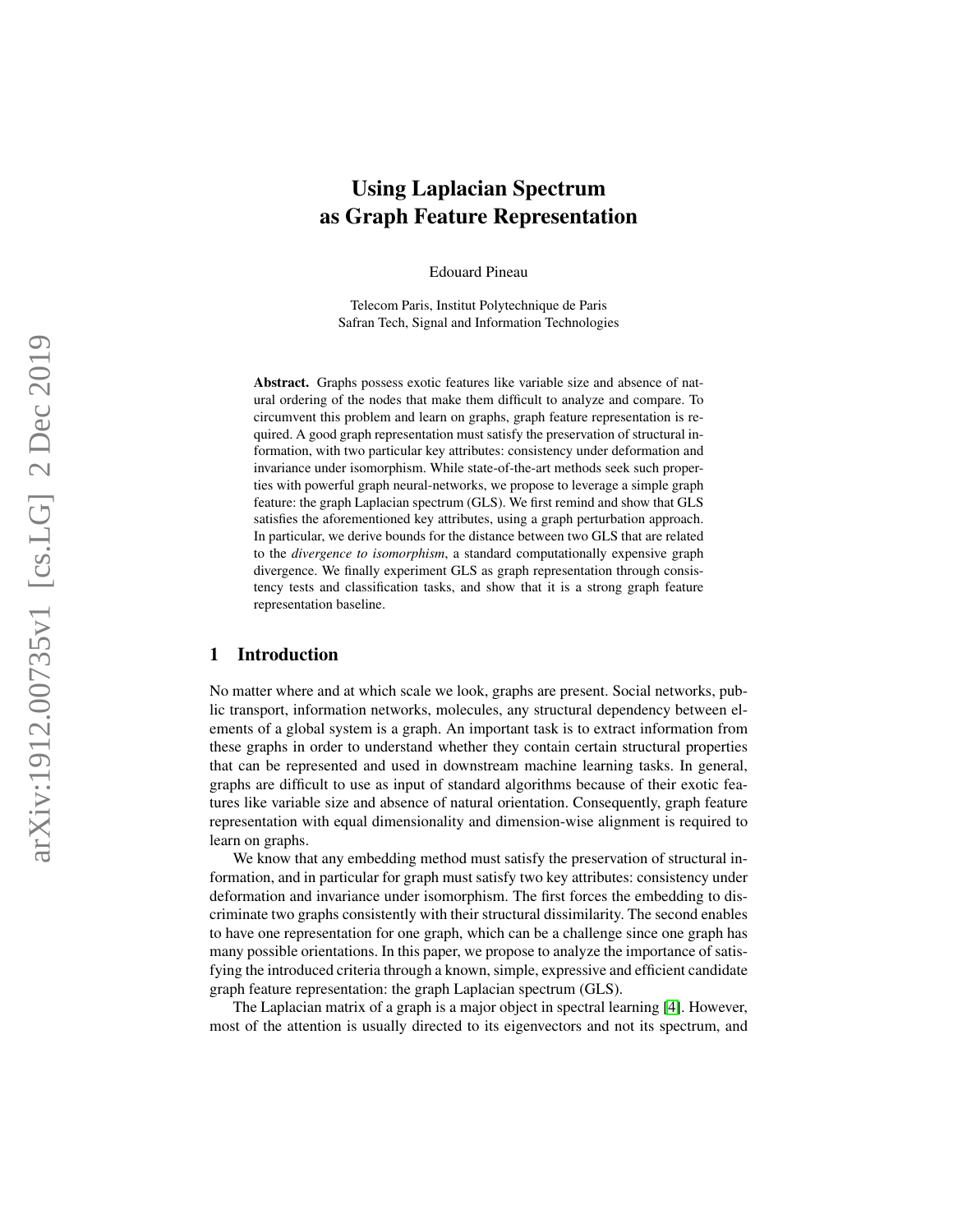# Using Laplacian Spectrum as Graph Feature Representation

Edouard Pineau

Telecom Paris, Institut Polytechnique de Paris
Safran Tech, Signal and Information Technologies

**Abstract.** Graphs possess exotic features like variable size and absence of natural ordering of the nodes that make them difficult to analyze and compare. To circumvent this problem and learn on graphs, graph feature representation is required. A good graph representation must satisfy the preservation of structural information, with two particular key attributes: consistency under deformation and invariance under isomorphism. While state-of-the-art methods seek such properties with powerful graph neural-networks, we propose to leverage a simple graph feature: the graph Laplacian spectrum (GLS). We first remind and show that GLS satisfies the aforementioned key attributes, using a graph perturbation approach. In particular, we derive bounds for the distance between two GLS that are related to the *divergence to isomorphism*, a standard computationally expensive graph divergence. We finally experiment GLS as graph representation through consistency tests and classification tasks, and show that it is a strong graph feature representation baseline.

## 1 Introduction

No matter where and at which scale we look, graphs are present. Social networks, public transport, information networks, molecules, any structural dependency between elements of a global system is a graph. An important task is to extract information from these graphs in order to understand whether they contain certain structural properties that can be represented and used in downstream machine learning tasks. In general, graphs are difficult to use as input of standard algorithms because of their exotic features like variable size and absence of natural orientation. Consequently, graph feature representation with equal dimensionality and dimension-wise alignment is required to learn on graphs.

We know that any embedding method must satisfy the preservation of structural information, and in particular for graph must satisfy two key attributes: consistency under deformation and invariance under isomorphism. The first forces the embedding to discriminate two graphs consistently with their structural dissimilarity. The second enables to have one representation for one graph, which can be a challenge since one graph has many possible orientations. In this paper, we propose to analyze the importance of satisfying the introduced criteria through a known, simple, expressive and efficient candidate graph feature representation: the graph Laplacian spectrum (GLS).

The Laplacian matrix of a graph is a major object in spectral learning [4]. However, most of the attention is usually directed to its eigenvectors and not its spectrum, and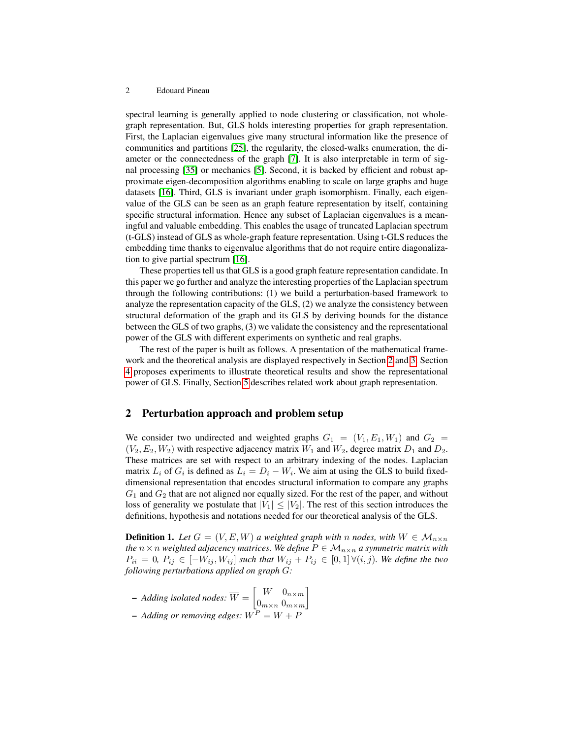spectral learning is generally applied to node clustering or classification, not whole-graph representation. But, GLS holds interesting properties for graph representation. First, the Laplacian eigenvalues give many structural information like the presence of communities and partitions [25], the regularity, the closed-walks enumeration, the diameter or the connectedness of the graph [7]. It is also interpretable in term of signal processing [35] or mechanics [5]. Second, it is backed by efficient and robust approximate eigen-decomposition algorithms enabling to scale on large graphs and huge datasets [16]. Third, GLS is invariant under graph isomorphism. Finally, each eigenvalue of the GLS can be seen as an graph feature representation by itself, containing specific structural information. Hence any subset of Laplacian eigenvalues is a meaningful and valuable embedding. This enables the usage of truncated Laplacian spectrum (t-GLS) instead of GLS as whole-graph feature representation. Using t-GLS reduces the embedding time thanks to eigenvalue algorithms that do not require entire diagonalization to give partial spectrum [16].

These properties tell us that GLS is a good graph feature representation candidate. In this paper we go further and analyze the interesting properties of the Laplacian spectrum through the following contributions: (1) we build a perturbation-based framework to analyze the representation capacity of the GLS, (2) we analyze the consistency between structural deformation of the graph and its GLS by deriving bounds for the distance between the GLS of two graphs, (3) we validate the consistency and the representational power of the GLS with different experiments on synthetic and real graphs.

The rest of the paper is built as follows. A presentation of the mathematical framework and the theoretical analysis are displayed respectively in Section 2 and 3. Section 4 proposes experiments to illustrate theoretical results and show the representational power of GLS. Finally, Section 5 describes related work about graph representation.

## 2 Perturbation approach and problem setup

We consider two undirected and weighted graphs $G_1 = (V_1, E_1, W_1)$ and $G_2 = (V_2, E_2, W_2)$ with respective adjacency matrix $W_1$ and $W_2$, degree matrix $D_1$ and $D_2$. These matrices are set with respect to an arbitrary indexing of the nodes. Laplacian matrix $L_i$ of $G_i$ is defined as $L_i = D_i - W_i$. We aim at using the GLS to build fixed-dimensional representation that encodes structural information to compare any graphs $G_1$ and $G_2$ that are not aligned nor equally sized. For the rest of the paper, and without loss of generality we postulate that $|V_1| \leq |V_2|$. The rest of this section introduces the definitions, hypothesis and notations needed for our theoretical analysis of the GLS.

**Definition 1.** *Let $G = (V, E, W)$ a weighted graph with $n$ nodes, with $W \in \mathcal{M}_{n\times n}$ the $n \times n$ weighted adjacency matrices. We define $P \in \mathcal{M}_{n\times n}$ a symmetric matrix with $P_{ii} = 0$, $P_{ij} \in [-W_{ij}, W_{ij}]$ such that $W_{ij} + P_{ij} \in [0, 1]\, \forall (i, j)$. We define the two following perturbations applied on graph $G$:*

- *Adding isolated nodes:* $\overline{W} = \begin{bmatrix} W & 0_{n\times m} \\ 0_{m\times n} & 0_{m\times m} \end{bmatrix}$
- *Adding or removing edges:* $W^P = W + P$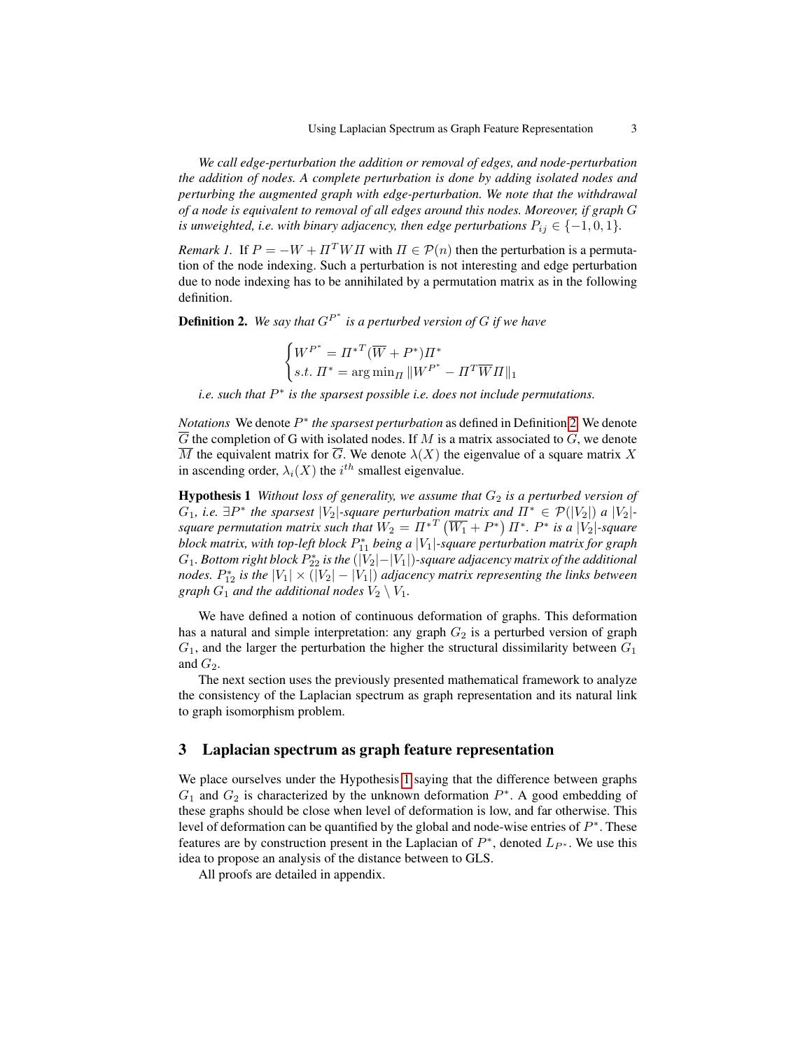*We call edge-perturbation the addition or removal of edges, and node-perturbation the addition of nodes. A complete perturbation is done by adding isolated nodes and perturbing the augmented graph with edge-perturbation. We note that the withdrawal of a node is equivalent to removal of all edges around this nodes. Moreover, if graph $G$ is unweighted, i.e. with binary adjacency, then edge perturbations $P_{ij} \in \{-1, 0, 1\}$.*

*Remark 1.* If $P = -W + \Pi^T W \Pi$ with $\Pi \in \mathcal{P}(n)$ then the perturbation is a permutation of the node indexing. Such a perturbation is not interesting and edge perturbation due to node indexing has to be annihilated by a permutation matrix as in the following definition.

**Definition 2.** *We say that $G^{P^*}$ is a perturbed version of $G$ if we have*

$$\begin{cases} W^{P^*} = {\Pi^*}^T(\overline{W} + P^*)\Pi^* \\ s.t.\ \Pi^* = \arg\min_{\Pi} \|W^{P^*} - \Pi^T \overline{W} \Pi\|_1 \end{cases}$$

*i.e. such that $P^*$ is the sparsest possible i.e. does not include permutations.*

*Notations* We denote $P^*$ *the sparsest perturbation* as defined in Definition 2. We denote $\overline{G}$ the completion of G with isolated nodes. If $M$ is a matrix associated to $G$, we denote $\overline{M}$ the equivalent matrix for $\overline{G}$. We denote $\lambda(X)$ the eigenvalue of a square matrix $X$ in ascending order, $\lambda_i(X)$ the $i^{th}$ smallest eigenvalue.

**Hypothesis 1** *Without loss of generality, we assume that $G_2$ is a perturbed version of $G_1$, i.e. $\exists P^*$ the sparsest $|V_2|$-square perturbation matrix and $\Pi^* \in \mathcal{P}(|V_2|)$ a $|V_2|$-square permutation matrix such that $W_2 = {\Pi^*}^T \left(\overline{W_1} + P^*\right) \Pi^*$. $P^*$ is a $|V_2|$-square block matrix, with top-left block $P^*_{11}$ being a $|V_1|$-square perturbation matrix for graph $G_1$. Bottom right block $P^*_{22}$ is the $(|V_2| - |V_1|)$-square adjacency matrix of the additional nodes. $P^*_{12}$ is the $|V_1| \times (|V_2| - |V_1|)$ adjacency matrix representing the links between graph $G_1$ and the additional nodes $V_2 \setminus V_1$.*

We have defined a notion of continuous deformation of graphs. This deformation has a natural and simple interpretation: any graph $G_2$ is a perturbed version of graph $G_1$, and the larger the perturbation the higher the structural dissimilarity between $G_1$ and $G_2$.

The next section uses the previously presented mathematical framework to analyze the consistency of the Laplacian spectrum as graph representation and its natural link to graph isomorphism problem.

## 3 Laplacian spectrum as graph feature representation

We place ourselves under the Hypothesis 1 saying that the difference between graphs $G_1$ and $G_2$ is characterized by the unknown deformation $P^*$. A good embedding of these graphs should be close when level of deformation is low, and far otherwise. This level of deformation can be quantified by the global and node-wise entries of $P^*$. These features are by construction present in the Laplacian of $P^*$, denoted $L_{P^*}$. We use this idea to propose an analysis of the distance between to GLS.

All proofs are detailed in appendix.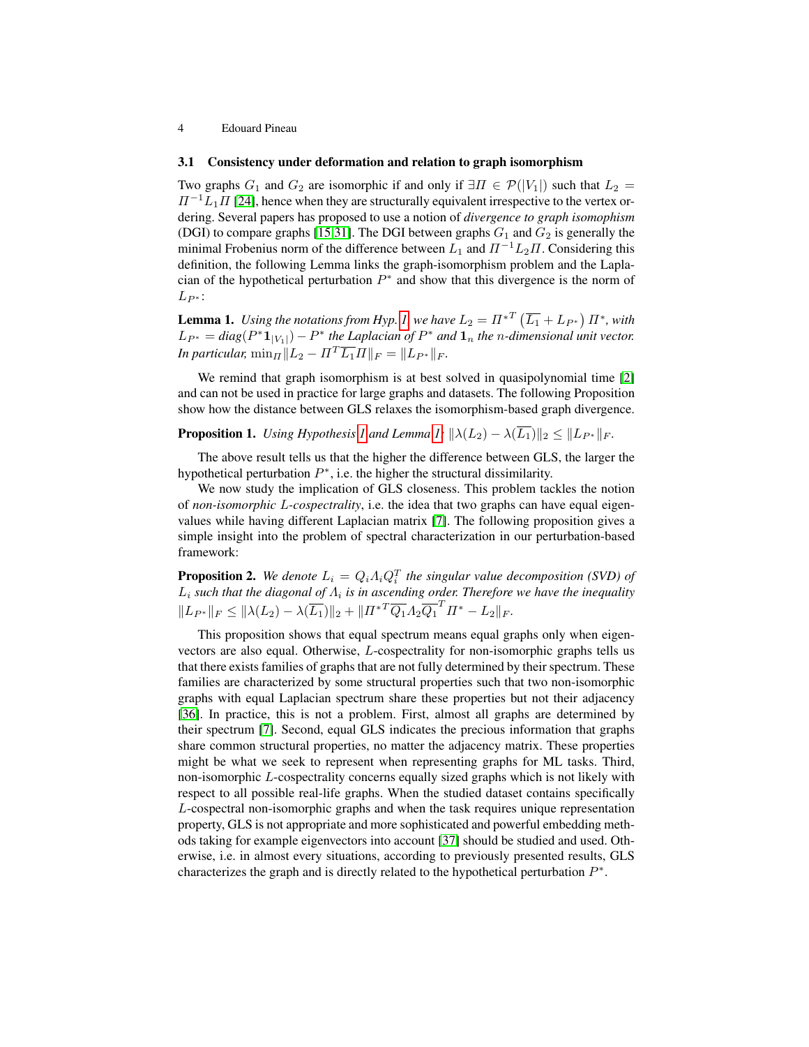### 3.1 Consistency under deformation and relation to graph isomorphism

Two graphs $G_1$ and $G_2$ are isomorphic if and only if $\exists \Pi \in \mathcal{P}(|V_1|)$ such that $L_2 = \Pi^{-1} L_1 \Pi$ [24], hence when they are structurally equivalent irrespective to the vertex ordering. Several papers has proposed to use a notion of *divergence to graph isomophism* (DGI) to compare graphs [15,31]. The DGI between graphs $G_1$ and $G_2$ is generally the minimal Frobenius norm of the difference between $L_1$ and $\Pi^{-1} L_2 \Pi$. Considering this definition, the following Lemma links the graph-isomorphism problem and the Laplacian of the hypothetical perturbation $P^*$ and show that this divergence is the norm of $L_{P^*}$:

**Lemma 1.** *Using the notations from Hyp. 1 we have* $L_2 = \Pi^{*T} \left( \overline{L_1} + L_{P^*} \right) \Pi^*$*, with* $L_{P^*} = diag(P^* \mathbf{1}_{|V_1|}) - P^*$ *the Laplacian of* $P^*$ *and* $\mathbf{1}_n$ *the* $n$*-dimensional unit vector. In particular,* $\min_\Pi \| L_2 - \Pi^T \overline{L_1} \Pi \|_F = \| L_{P^*} \|_F$.

We remind that graph isomorphism is at best solved in quasipolynomial time [2] and can not be used in practice for large graphs and datasets. The following Proposition show how the distance between GLS relaxes the isomorphism-based graph divergence.

**Proposition 1.** *Using Hypothesis 1 and Lemma 1:* $\| \lambda(L_2) - \lambda(\overline{L_1}) \|_2 \leq \| L_{P^*} \|_F$.

The above result tells us that the higher the difference between GLS, the larger the hypothetical perturbation $P^*$, i.e. the higher the structural dissimilarity.

We now study the implication of GLS closeness. This problem tackles the notion of *non-isomorphic* $L$*-cospectrality*, i.e. the idea that two graphs can have equal eigenvalues while having different Laplacian matrix [7]. The following proposition gives a simple insight into the problem of spectral characterization in our perturbation-based framework:

**Proposition 2.** *We denote* $L_i = Q_i \Lambda_i Q_i^T$ *the singular value decomposition (SVD) of* $L_i$ *such that the diagonal of* $\Lambda_i$ *is in ascending order. Therefore we have the inequality* $\| L_{P^*} \|_F \leq \| \lambda(L_2) - \lambda(\overline{L_1}) \|_2 + \| \Pi^{*T} \overline{Q_1} \Lambda_2 \overline{Q_1}^T \Pi^* - L_2 \|_F$.

This proposition shows that equal spectrum means equal graphs only when eigenvectors are also equal. Otherwise, $L$-cospectrality for non-isomorphic graphs tells us that there exists families of graphs that are not fully determined by their spectrum. These families are characterized by some structural properties such that two non-isomorphic graphs with equal Laplacian spectrum share these properties but not their adjacency [36]. In practice, this is not a problem. First, almost all graphs are determined by their spectrum [7]. Second, equal GLS indicates the precious information that graphs share common structural properties, no matter the adjacency matrix. These properties might be what we seek to represent when representing graphs for ML tasks. Third, non-isomorphic $L$-cospectrality concerns equally sized graphs which is not likely with respect to all possible real-life graphs. When the studied dataset contains specifically $L$-cospectral non-isomorphic graphs and when the task requires unique representation property, GLS is not appropriate and more sophisticated and powerful embedding methods taking for example eigenvectors into account [37] should be studied and used. Otherwise, i.e. in almost every situations, according to previously presented results, GLS characterizes the graph and is directly related to the hypothetical perturbation $P^*$.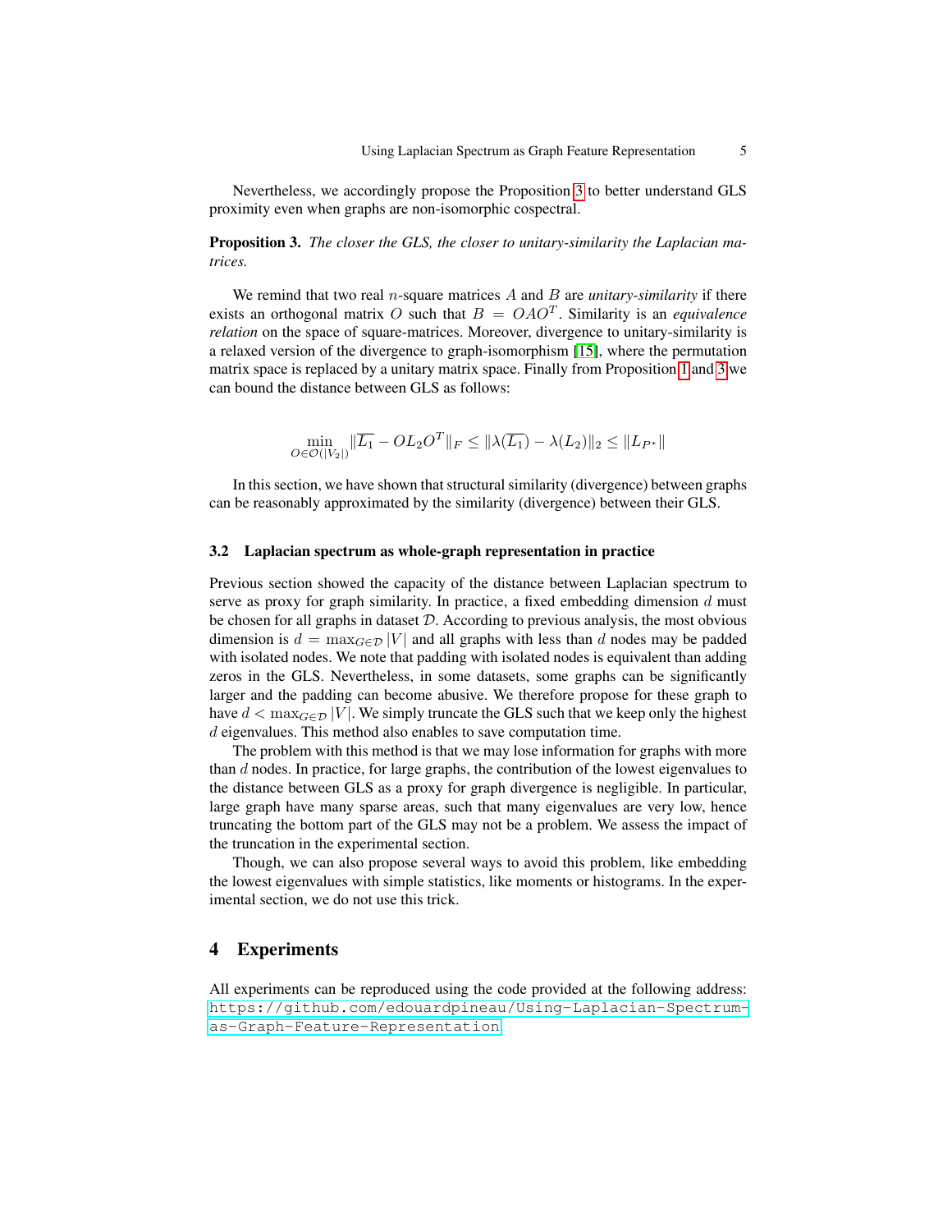Nevertheless, we accordingly propose the Proposition 3 to better understand GLS proximity even when graphs are non-isomorphic cospectral.

**Proposition 3.** *The closer the GLS, the closer to unitary-similarity the Laplacian matrices.*

We remind that two real $n$-square matrices $A$ and $B$ are *unitary-similarity* if there exists an orthogonal matrix $O$ such that $B = OAO^T$. Similarity is an *equivalence relation* on the space of square-matrices. Moreover, divergence to unitary-similarity is a relaxed version of the divergence to graph-isomorphism [15], where the permutation matrix space is replaced by a unitary matrix space. Finally from Proposition 1 and 3 we can bound the distance between GLS as follows:

$$\min_{O \in \mathcal{O}(|V_2|)} \|\overline{L_1} - OL_2O^T\|_F \leq \|\lambda(\overline{L_1}) - \lambda(L_2)\|_2 \leq \|L_{P^*}\|$$

In this section, we have shown that structural similarity (divergence) between graphs can be reasonably approximated by the similarity (divergence) between their GLS.

### 3.2 Laplacian spectrum as whole-graph representation in practice

Previous section showed the capacity of the distance between Laplacian spectrum to serve as proxy for graph similarity. In practice, a fixed embedding dimension $d$ must be chosen for all graphs in dataset $\mathcal{D}$. According to previous analysis, the most obvious dimension is $d = \max_{G \in \mathcal{D}} |V|$ and all graphs with less than $d$ nodes may be padded with isolated nodes. We note that padding with isolated nodes is equivalent than adding zeros in the GLS. Nevertheless, in some datasets, some graphs can be significantly larger and the padding can become abusive. We therefore propose for these graph to have $d < \max_{G \in \mathcal{D}} |V|$. We simply truncate the GLS such that we keep only the highest $d$ eigenvalues. This method also enables to save computation time.

The problem with this method is that we may lose information for graphs with more than $d$ nodes. In practice, for large graphs, the contribution of the lowest eigenvalues to the distance between GLS as a proxy for graph divergence is negligible. In particular, large graph have many sparse areas, such that many eigenvalues are very low, hence truncating the bottom part of the GLS may not be a problem. We assess the impact of the truncation in the experimental section.

Though, we can also propose several ways to avoid this problem, like embedding the lowest eigenvalues with simple statistics, like moments or histograms. In the experimental section, we do not use this trick.

## 4 Experiments

All experiments can be reproduced using the code provided at the following address: https://github.com/edouardpineau/Using-Laplacian-Spectrum-as-Graph-Feature-Representation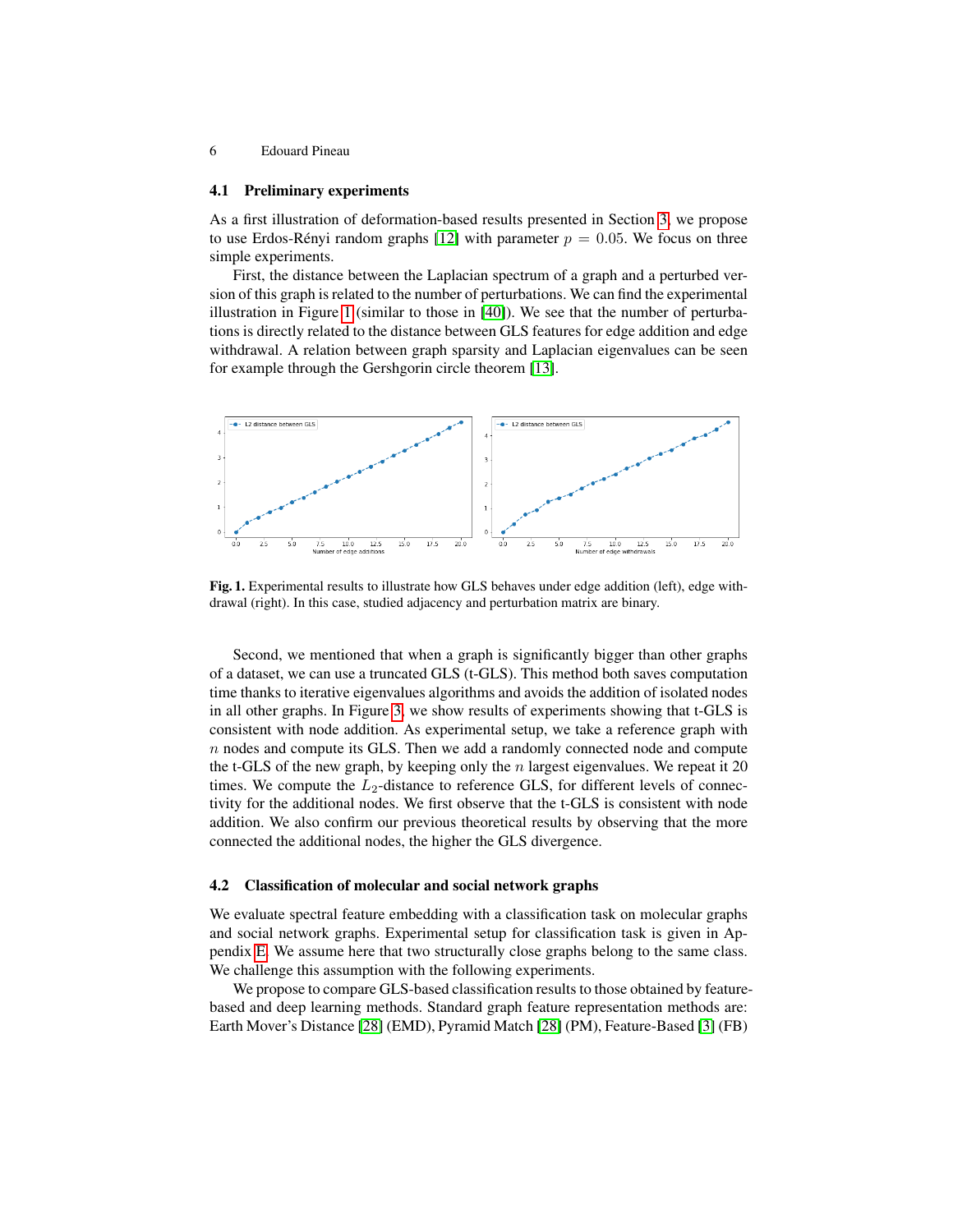### 4.1 Preliminary experiments

As a first illustration of deformation-based results presented in Section 3, we propose to use Erdos-Rényi random graphs [12] with parameter $p = 0.05$. We focus on three simple experiments.

First, the distance between the Laplacian spectrum of a graph and a perturbed version of this graph is related to the number of perturbations. We can find the experimental illustration in Figure 1 (similar to those in [40]). We see that the number of perturbations is directly related to the distance between GLS features for edge addition and edge withdrawal. A relation between graph sparsity and Laplacian eigenvalues can be seen for example through the Gershgorin circle theorem [13].

**Fig. 1.** Experimental results to illustrate how GLS behaves under edge addition (left), edge withdrawal (right). In this case, studied adjacency and perturbation matrix are binary.

Second, we mentioned that when a graph is significantly bigger than other graphs of a dataset, we can use a truncated GLS (t-GLS). This method both saves computation time thanks to iterative eigenvalues algorithms and avoids the addition of isolated nodes in all other graphs. In Figure 3, we show results of experiments showing that t-GLS is consistent with node addition. As experimental setup, we take a reference graph with $n$ nodes and compute its GLS. Then we add a randomly connected node and compute the t-GLS of the new graph, by keeping only the $n$ largest eigenvalues. We repeat it 20 times. We compute the $L_2$-distance to reference GLS, for different levels of connectivity for the additional nodes. We first observe that the t-GLS is consistent with node addition. We also confirm our previous theoretical results by observing that the more connected the additional nodes, the higher the GLS divergence.

### 4.2 Classification of molecular and social network graphs

We evaluate spectral feature embedding with a classification task on molecular graphs and social network graphs. Experimental setup for classification task is given in Appendix E. We assume here that two structurally close graphs belong to the same class. We challenge this assumption with the following experiments.

We propose to compare GLS-based classification results to those obtained by feature-based and deep learning methods. Standard graph feature representation methods are: Earth Mover's Distance [28] (EMD), Pyramid Match [28] (PM), Feature-Based [3] (FB)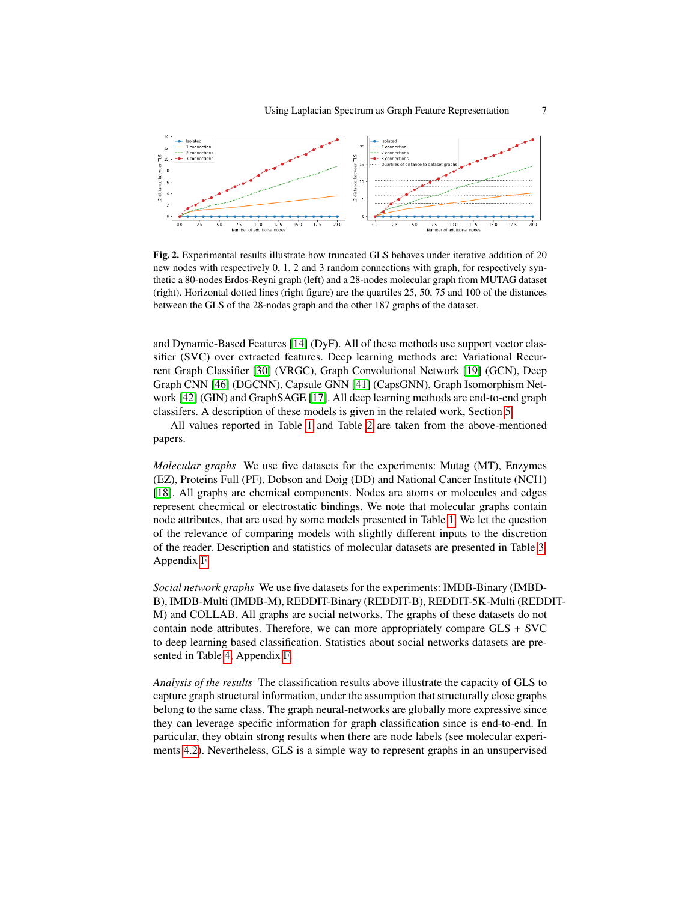**Fig. 2.** Experimental results illustrate how truncated GLS behaves under iterative addition of 20 new nodes with respectively 0, 1, 2 and 3 random connections with graph, for respectively synthetic a 80-nodes Erdos-Reyni graph (left) and a 28-nodes molecular graph from MUTAG dataset (right). Horizontal dotted lines (right figure) are the quartiles 25, 50, 75 and 100 of the distances between the GLS of the 28-nodes graph and the other 187 graphs of the dataset.

and Dynamic-Based Features [14] (DyF). All of these methods use support vector classifier (SVC) over extracted features. Deep learning methods are: Variational Recurrent Graph Classifier [30] (VRGC), Graph Convolutional Network [19] (GCN), Deep Graph CNN [46] (DGCNN), Capsule GNN [41] (CapsGNN), Graph Isomorphism Network [42] (GIN) and GraphSAGE [17]. All deep learning methods are end-to-end graph classifers. A description of these models is given in the related work, Section 5.

All values reported in Table 1 and Table 2 are taken from the above-mentioned papers.

*Molecular graphs* We use five datasets for the experiments: Mutag (MT), Enzymes (EZ), Proteins Full (PF), Dobson and Doig (DD) and National Cancer Institute (NCI1) [18]. All graphs are chemical components. Nodes are atoms or molecules and edges represent checmical or electrostatic bindings. We note that molecular graphs contain node attributes, that are used by some models presented in Table 1. We let the question of the relevance of comparing models with slightly different inputs to the discretion of the reader. Description and statistics of molecular datasets are presented in Table 3, Appendix F.

*Social network graphs* We use five datasets for the experiments: IMDB-Binary (IMBD-B), IMDB-Multi (IMDB-M), REDDIT-Binary (REDDIT-B), REDDIT-5K-Multi (REDDIT-M) and COLLAB. All graphs are social networks. The graphs of these datasets do not contain node attributes. Therefore, we can more appropriately compare GLS + SVC to deep learning based classification. Statistics about social networks datasets are presented in Table 4, Appendix F.

*Analysis of the results* The classification results above illustrate the capacity of GLS to capture graph structural information, under the assumption that structurally close graphs belong to the same class. The graph neural-networks are globally more expressive since they can leverage specific information for graph classification since is end-to-end. In particular, they obtain strong results when there are node labels (see molecular experiments 4.2). Nevertheless, GLS is a simple way to represent graphs in an unsupervised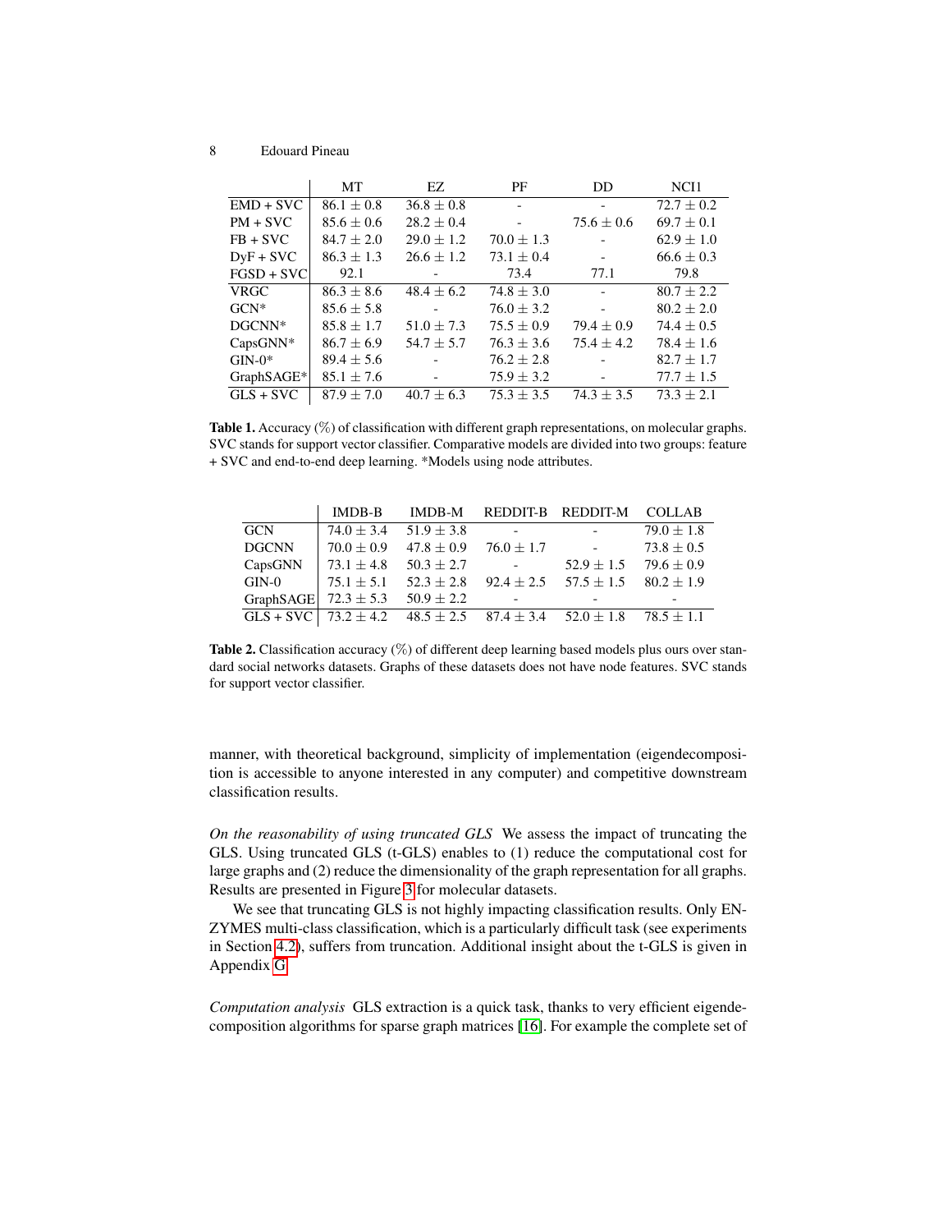|  | MT | EZ | PF | DD | NCI1 |
|---|---|---|---|---|---|
| EMD + SVC | $86.1 \pm 0.8$ | $36.8 \pm 0.8$ | - | - | $72.7 \pm 0.2$ |
| PM + SVC | $85.6 \pm 0.6$ | $28.2 \pm 0.4$ | - | $75.6 \pm 0.6$ | $69.7 \pm 0.1$ |
| FB + SVC | $84.7 \pm 2.0$ | $29.0 \pm 1.2$ | $70.0 \pm 1.3$ | - | $62.9 \pm 1.0$ |
| DyF + SVC | $86.3 \pm 1.3$ | $26.6 \pm 1.2$ | $73.1 \pm 0.4$ | - | $66.6 \pm 0.3$ |
| FGSD + SVC | 92.1 | - | 73.4 | 77.1 | 79.8 |
| VRGC | $86.3 \pm 8.6$ | $48.4 \pm 6.2$ | $74.8 \pm 3.0$ | - | $80.7 \pm 2.2$ |
| GCN* | $85.6 \pm 5.8$ | - | $76.0 \pm 3.2$ | - | $80.2 \pm 2.0$ |
| DGCNN* | $85.8 \pm 1.7$ | $51.0 \pm 7.3$ | $75.5 \pm 0.9$ | $79.4 \pm 0.9$ | $74.4 \pm 0.5$ |
| CapsGNN* | $86.7 \pm 6.9$ | $54.7 \pm 5.7$ | $76.3 \pm 3.6$ | $75.4 \pm 4.2$ | $78.4 \pm 1.6$ |
| GIN-0* | $89.4 \pm 5.6$ | - | $76.2 \pm 2.8$ | - | $82.7 \pm 1.7$ |
| GraphSAGE* | $85.1 \pm 7.6$ | - | $75.9 \pm 3.2$ | - | $77.7 \pm 1.5$ |
| GLS + SVC | $87.9 \pm 7.0$ | $40.7 \pm 6.3$ | $75.3 \pm 3.5$ | $74.3 \pm 3.5$ | $73.3 \pm 2.1$ |

**Table 1.** Accuracy (%) of classification with different graph representations, on molecular graphs. SVC stands for support vector classifier. Comparative models are divided into two groups: feature + SVC and end-to-end deep learning. *Models using node attributes.

|  | IMDB-B | IMDB-M | REDDIT-B | REDDIT-M | COLLAB |
|---|---|---|---|---|---|
| GCN | $74.0 \pm 3.4$ | $51.9 \pm 3.8$ | - | - | $79.0 \pm 1.8$ |
| DGCNN | $70.0 \pm 0.9$ | $47.8 \pm 0.9$ | $76.0 \pm 1.7$ | - | $73.8 \pm 0.5$ |
| CapsGNN | $73.1 \pm 4.8$ | $50.3 \pm 2.7$ | - | $52.9 \pm 1.5$ | $79.6 \pm 0.9$ |
| GIN-0 | $75.1 \pm 5.1$ | $52.3 \pm 2.8$ | $92.4 \pm 2.5$ | $57.5 \pm 1.5$ | $80.2 \pm 1.9$ |
| GraphSAGE | $72.3 \pm 5.3$ | $50.9 \pm 2.2$ | - | - | - |
| GLS + SVC | $73.2 \pm 4.2$ | $48.5 \pm 2.5$ | $87.4 \pm 3.4$ | $52.0 \pm 1.8$ | $78.5 \pm 1.1$ |

**Table 2.** Classification accuracy (%) of different deep learning based models plus ours over standard social networks datasets. Graphs of these datasets does not have node features. SVC stands for support vector classifier.

manner, with theoretical background, simplicity of implementation (eigendecomposition is accessible to anyone interested in any computer) and competitive downstream classification results.

*On the reasonability of using truncated GLS* We assess the impact of truncating the GLS. Using truncated GLS (t-GLS) enables to (1) reduce the computational cost for large graphs and (2) reduce the dimensionality of the graph representation for all graphs. Results are presented in Figure 3 for molecular datasets.

We see that truncating GLS is not highly impacting classification results. Only ENZYMES multi-class classification, which is a particularly difficult task (see experiments in Section 4.2), suffers from truncation. Additional insight about the t-GLS is given in Appendix G.

*Computation analysis* GLS extraction is a quick task, thanks to very efficient eigendecomposition algorithms for sparse graph matrices [16]. For example the complete set of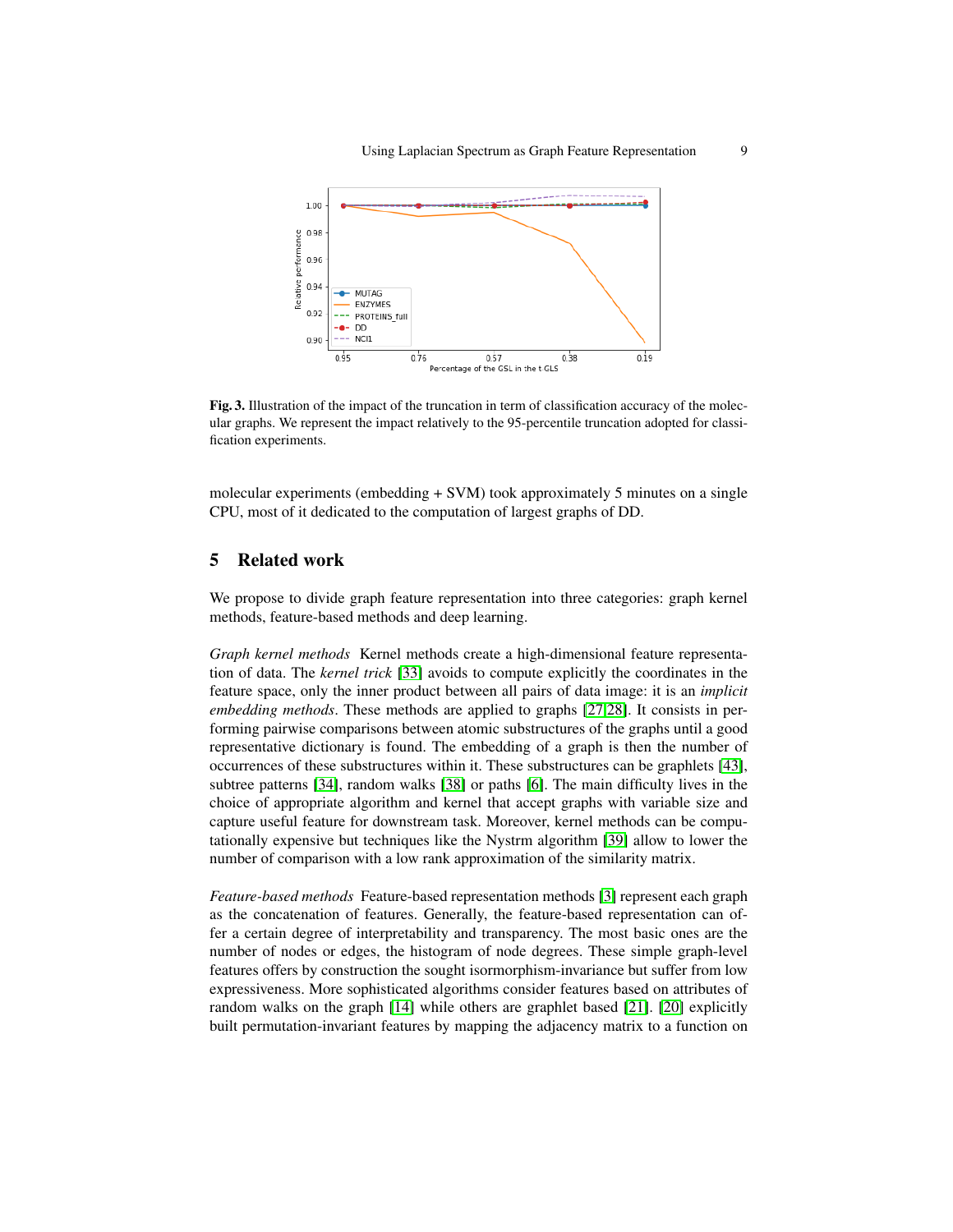Fig. 3. Illustration of the impact of the truncation in term of classification accuracy of the molecular graphs. We represent the impact relatively to the 95-percentile truncation adopted for classification experiments.

molecular experiments (embedding + SVM) took approximately 5 minutes on a single CPU, most of it dedicated to the computation of largest graphs of DD.

## 5 Related work

We propose to divide graph feature representation into three categories: graph kernel methods, feature-based methods and deep learning.

*Graph kernel methods* Kernel methods create a high-dimensional feature representation of data. The *kernel trick* [33] avoids to compute explicitly the coordinates in the feature space, only the inner product between all pairs of data image: it is an *implicit embedding methods*. These methods are applied to graphs [27,28]. It consists in performing pairwise comparisons between atomic substructures of the graphs until a good representative dictionary is found. The embedding of a graph is then the number of occurrences of these substructures within it. These substructures can be graphlets [43], subtree patterns [34], random walks [38] or paths [6]. The main difficulty lives in the choice of appropriate algorithm and kernel that accept graphs with variable size and capture useful feature for downstream task. Moreover, kernel methods can be computationally expensive but techniques like the Nystrm algorithm [39] allow to lower the number of comparison with a low rank approximation of the similarity matrix.

*Feature-based methods* Feature-based representation methods [3] represent each graph as the concatenation of features. Generally, the feature-based representation can offer a certain degree of interpretability and transparency. The most basic ones are the number of nodes or edges, the histogram of node degrees. These simple graph-level features offers by construction the sought isormorphism-invariance but suffer from low expressiveness. More sophisticated algorithms consider features based on attributes of random walks on the graph [14] while others are graphlet based [21]. [20] explicitly built permutation-invariant features by mapping the adjacency matrix to a function on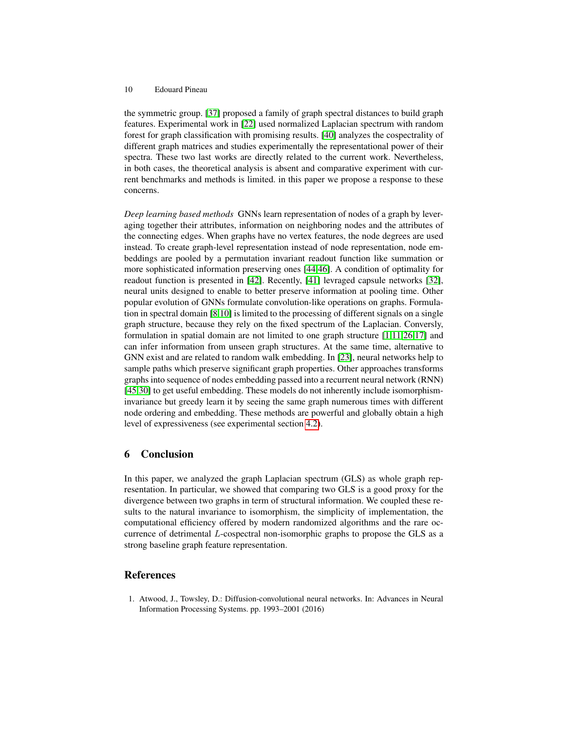the symmetric group. [37] proposed a family of graph spectral distances to build graph features. Experimental work in [22] used normalized Laplacian spectrum with random forest for graph classification with promising results. [40] analyzes the cospectracity of different graph matrices and studies experimentally the representational power of their spectra. These two last works are directly related to the current work. Nevertheless, in both cases, the theoretical analysis is absent and comparative experiment with current benchmarks and methods is limited. in this paper we propose a response to these concerns.

*Deep learning based methods* GNNs learn representation of nodes of a graph by leveraging together their attributes, information on neighboring nodes and the attributes of the connecting edges. When graphs have no vertex features, the node degrees are used instead. To create graph-level representation instead of node representation, node embeddings are pooled by a permutation invariant readout function like summation or more sophisticated information preserving ones [44,46]. A condition of optimality for readout function is presented in [42]. Recently, [41] levraged capsule networks [32], neural units designed to enable to better preserve information at pooling time. Other popular evolution of GNNs formulate convolution-like operations on graphs. Formulation in spectral domain [8,10] is limited to the processing of different signals on a single graph structure, because they rely on the fixed spectrum of the Laplacian. Conversly, formulation in spatial domain are not limited to one graph structure [1,11,26,17] and can infer information from unseen graph structures. At the same time, alternative to GNN exist and are related to random walk embedding. In [23], neural networks help to sample paths which preserve significant graph properties. Other approaches transforms graphs into sequence of nodes embedding passed into a recurrent neural network (RNN) [45,30] to get useful embedding. These models do not inherently include isomorphism-invariance but greedy learn it by seeing the same graph numerous times with different node ordering and embedding. These methods are powerful and globally obtain a high level of expressiveness (see experimental section 4.2).

## 6 Conclusion

In this paper, we analyzed the graph Laplacian spectrum (GLS) as whole graph representation. In particular, we showed that comparing two GLS is a good proxy for the divergence between two graphs in term of structural information. We coupled these results to the natural invariance to isomorphism, the simplicity of implementation, the computational efficiency offered by modern randomized algorithms and the rare occurrence of detrimental $L$-cospectral non-isomorphic graphs to propose the GLS as a strong baseline graph feature representation.

## References

1. Atwood, J., Towsley, D.: Diffusion-convolutional neural networks. In: Advances in Neural Information Processing Systems. pp. 1993–2001 (2016)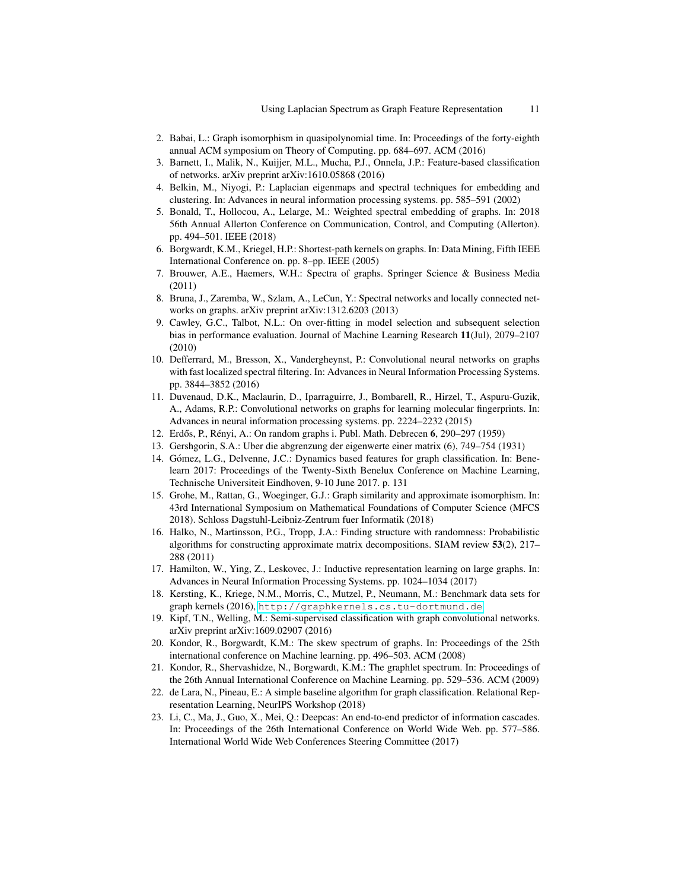2. Babai, L.: Graph isomorphism in quasipolynomial time. In: Proceedings of the forty-eighth annual ACM symposium on Theory of Computing. pp. 684–697. ACM (2016)
3. Barnett, I., Malik, N., Kuijjer, M.L., Mucha, P.J., Onnela, J.P.: Feature-based classification of networks. arXiv preprint arXiv:1610.05868 (2016)
4. Belkin, M., Niyogi, P.: Laplacian eigenmaps and spectral techniques for embedding and clustering. In: Advances in neural information processing systems. pp. 585–591 (2002)
5. Bonald, T., Hollocou, A., Lelarge, M.: Weighted spectral embedding of graphs. In: 2018 56th Annual Allerton Conference on Communication, Control, and Computing (Allerton). pp. 494–501. IEEE (2018)
6. Borgwardt, K.M., Kriegel, H.P.: Shortest-path kernels on graphs. In: Data Mining, Fifth IEEE International Conference on. pp. 8–pp. IEEE (2005)
7. Brouwer, A.E., Haemers, W.H.: Spectra of graphs. Springer Science & Business Media (2011)
8. Bruna, J., Zaremba, W., Szlam, A., LeCun, Y.: Spectral networks and locally connected networks on graphs. arXiv preprint arXiv:1312.6203 (2013)
9. Cawley, G.C., Talbot, N.L.: On over-fitting in model selection and subsequent selection bias in performance evaluation. Journal of Machine Learning Research **11**(Jul), 2079–2107 (2010)
10. Defferrard, M., Bresson, X., Vandergheynst, P.: Convolutional neural networks on graphs with fast localized spectral filtering. In: Advances in Neural Information Processing Systems. pp. 3844–3852 (2016)
11. Duvenaud, D.K., Maclaurin, D., Iparraguirre, J., Bombarell, R., Hirzel, T., Aspuru-Guzik, A., Adams, R.P.: Convolutional networks on graphs for learning molecular fingerprints. In: Advances in neural information processing systems. pp. 2224–2232 (2015)
12. Erdős, P., Rényi, A.: On random graphs i. Publ. Math. Debrecen **6**, 290–297 (1959)
13. Gershgorin, S.A.: Uber die abgrenzung der eigenwerte einer matrix (6), 749–754 (1931)
14. Gómez, L.G., Delvenne, J.C.: Dynamics based features for graph classification. In: Benelearn 2017: Proceedings of the Twenty-Sixth Benelux Conference on Machine Learning, Technische Universiteit Eindhoven, 9-10 June 2017. p. 131
15. Grohe, M., Rattan, G., Woeginger, G.J.: Graph similarity and approximate isomorphism. In: 43rd International Symposium on Mathematical Foundations of Computer Science (MFCS 2018). Schloss Dagstuhl-Leibniz-Zentrum fuer Informatik (2018)
16. Halko, N., Martinsson, P.G., Tropp, J.A.: Finding structure with randomness: Probabilistic algorithms for constructing approximate matrix decompositions. SIAM review **53**(2), 217–288 (2011)
17. Hamilton, W., Ying, Z., Leskovec, J.: Inductive representation learning on large graphs. In: Advances in Neural Information Processing Systems. pp. 1024–1034 (2017)
18. Kersting, K., Kriege, N.M., Morris, C., Mutzel, P., Neumann, M.: Benchmark data sets for graph kernels (2016), http://graphkernels.cs.tu-dortmund.de
19. Kipf, T.N., Welling, M.: Semi-supervised classification with graph convolutional networks. arXiv preprint arXiv:1609.02907 (2016)
20. Kondor, R., Borgwardt, K.M.: The skew spectrum of graphs. In: Proceedings of the 25th international conference on Machine learning. pp. 496–503. ACM (2008)
21. Kondor, R., Shervashidze, N., Borgwardt, K.M.: The graphlet spectrum. In: Proceedings of the 26th Annual International Conference on Machine Learning. pp. 529–536. ACM (2009)
22. de Lara, N., Pineau, E.: A simple baseline algorithm for graph classification. Relational Representation Learning, NeurIPS Workshop (2018)
23. Li, C., Ma, J., Guo, X., Mei, Q.: Deepcas: An end-to-end predictor of information cascades. In: Proceedings of the 26th International Conference on World Wide Web. pp. 577–586. International World Wide Web Conferences Steering Committee (2017)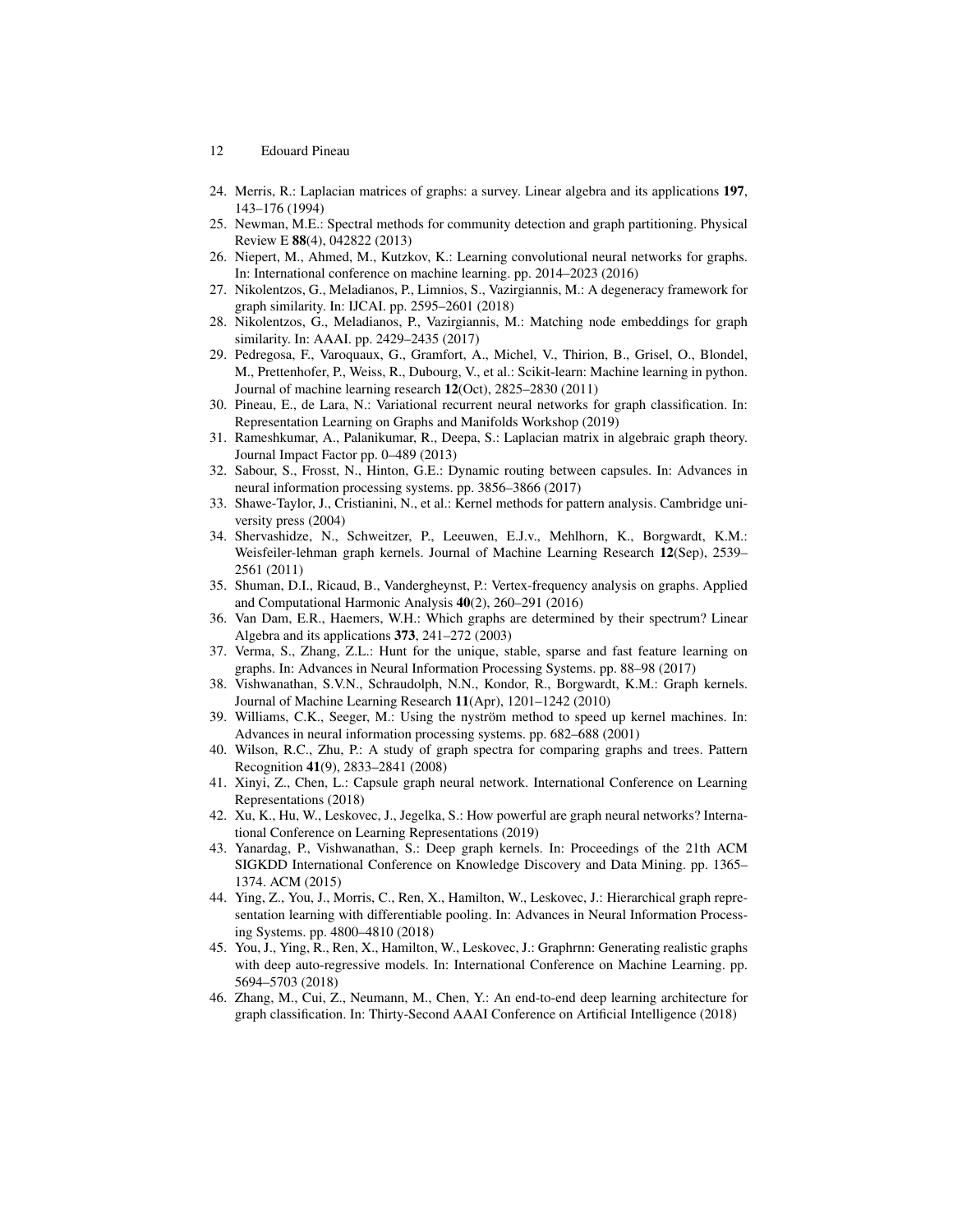24. Merris, R.: Laplacian matrices of graphs: a survey. Linear algebra and its applications **197**, 143–176 (1994)
25. Newman, M.E.: Spectral methods for community detection and graph partitioning. Physical Review E **88**(4), 042822 (2013)
26. Niepert, M., Ahmed, M., Kutzkov, K.: Learning convolutional neural networks for graphs. In: International conference on machine learning. pp. 2014–2023 (2016)
27. Nikolentzos, G., Meladianos, P., Limnios, S., Vazirgiannis, M.: A degeneracy framework for graph similarity. In: IJCAI. pp. 2595–2601 (2018)
28. Nikolentzos, G., Meladianos, P., Vazirgiannis, M.: Matching node embeddings for graph similarity. In: AAAI. pp. 2429–2435 (2017)
29. Pedregosa, F., Varoquaux, G., Gramfort, A., Michel, V., Thirion, B., Grisel, O., Blondel, M., Prettenhofer, P., Weiss, R., Dubourg, V., et al.: Scikit-learn: Machine learning in python. Journal of machine learning research **12**(Oct), 2825–2830 (2011)
30. Pineau, E., de Lara, N.: Variational recurrent neural networks for graph classification. In: Representation Learning on Graphs and Manifolds Workshop (2019)
31. Rameshkumar, A., Palanikumar, R., Deepa, S.: Laplacian matrix in algebraic graph theory. Journal Impact Factor pp. 0–489 (2013)
32. Sabour, S., Frosst, N., Hinton, G.E.: Dynamic routing between capsules. In: Advances in neural information processing systems. pp. 3856–3866 (2017)
33. Shawe-Taylor, J., Cristianini, N., et al.: Kernel methods for pattern analysis. Cambridge university press (2004)
34. Shervashidze, N., Schweitzer, P., Leeuwen, E.J.v., Mehlhorn, K., Borgwardt, K.M.: Weisfeiler-lehman graph kernels. Journal of Machine Learning Research **12**(Sep), 2539–2561 (2011)
35. Shuman, D.I., Ricaud, B., Vandergheynst, P.: Vertex-frequency analysis on graphs. Applied and Computational Harmonic Analysis **40**(2), 260–291 (2016)
36. Van Dam, E.R., Haemers, W.H.: Which graphs are determined by their spectrum? Linear Algebra and its applications **373**, 241–272 (2003)
37. Verma, S., Zhang, Z.L.: Hunt for the unique, stable, sparse and fast feature learning on graphs. In: Advances in Neural Information Processing Systems. pp. 88–98 (2017)
38. Vishwanathan, S.V.N., Schraudolph, N.N., Kondor, R., Borgwardt, K.M.: Graph kernels. Journal of Machine Learning Research **11**(Apr), 1201–1242 (2010)
39. Williams, C.K., Seeger, M.: Using the nyström method to speed up kernel machines. In: Advances in neural information processing systems. pp. 682–688 (2001)
40. Wilson, R.C., Zhu, P.: A study of graph spectra for comparing graphs and trees. Pattern Recognition **41**(9), 2833–2841 (2008)
41. Xinyi, Z., Chen, L.: Capsule graph neural network. International Conference on Learning Representations (2018)
42. Xu, K., Hu, W., Leskovec, J., Jegelka, S.: How powerful are graph neural networks? International Conference on Learning Representations (2019)
43. Yanardag, P., Vishwanathan, S.: Deep graph kernels. In: Proceedings of the 21th ACM SIGKDD International Conference on Knowledge Discovery and Data Mining. pp. 1365–1374. ACM (2015)
44. Ying, Z., You, J., Morris, C., Ren, X., Hamilton, W., Leskovec, J.: Hierarchical graph representation learning with differentiable pooling. In: Advances in Neural Information Processing Systems. pp. 4800–4810 (2018)
45. You, J., Ying, R., Ren, X., Hamilton, W., Leskovec, J.: Graphrnn: Generating realistic graphs with deep auto-regressive models. In: International Conference on Machine Learning. pp. 5694–5703 (2018)
46. Zhang, M., Cui, Z., Neumann, M., Chen, Y.: An end-to-end deep learning architecture for graph classification. In: Thirty-Second AAAI Conference on Artificial Intelligence (2018)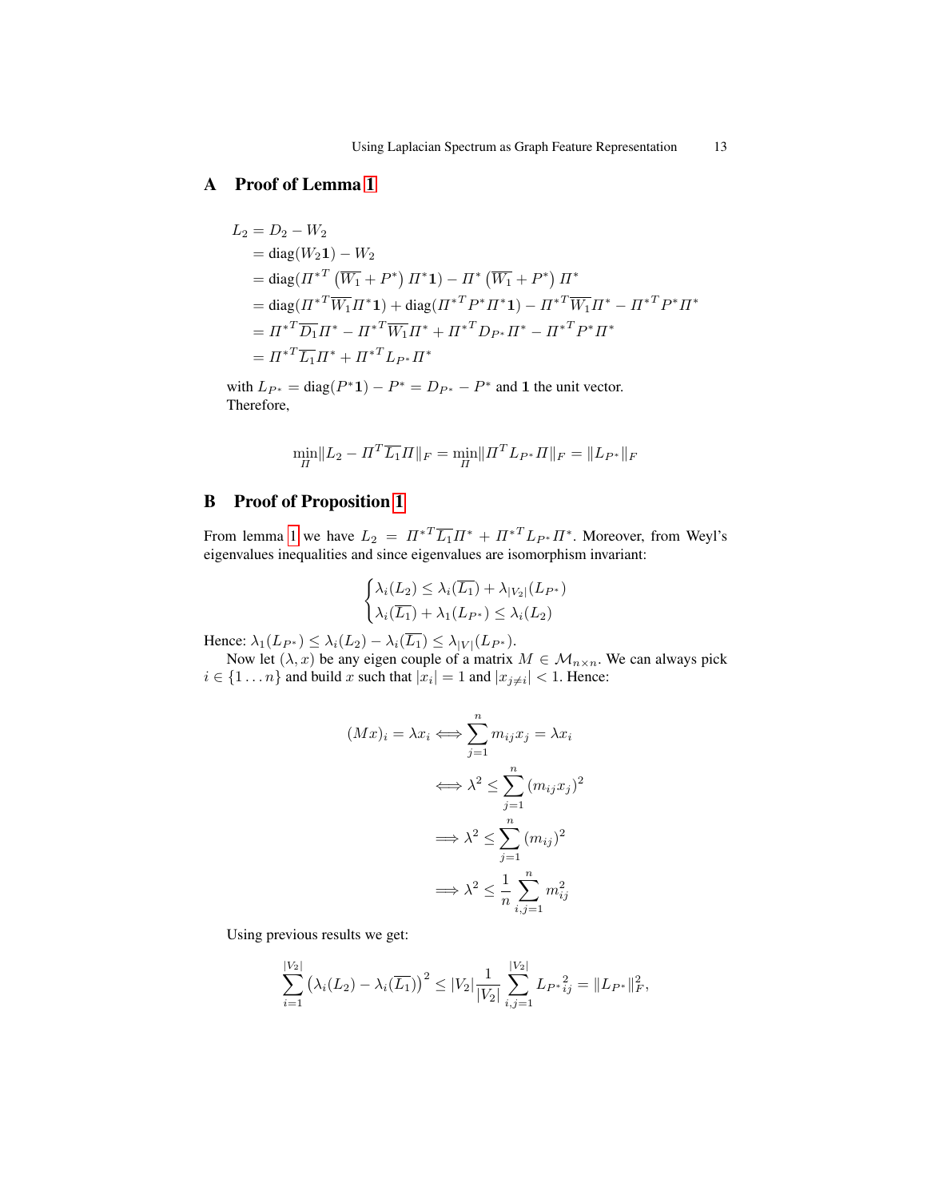# A Proof of Lemma 1

$$
\begin{aligned}
L_2 &= D_2 - W_2 \\
&= \text{diag}(W_2 \mathbf{1}) - W_2 \\
&= \text{diag}({\Pi^*}^T \left(\overline{W_1} + P^*\right) \Pi^* \mathbf{1}) - \Pi^* \left(\overline{W_1} + P^*\right) \Pi^* \\
&= \text{diag}({\Pi^*}^T \overline{W_1} \Pi^* \mathbf{1}) + \text{diag}({\Pi^*}^T P^* \Pi^* \mathbf{1}) - {\Pi^*}^T \overline{W_1} \Pi^* - {\Pi^*}^T P^* \Pi^* \\
&= {\Pi^*}^T \overline{D_1} \Pi^* - {\Pi^*}^T \overline{W_1} \Pi^* + {\Pi^*}^T D_{P^*} \Pi^* - {\Pi^*}^T P^* \Pi^* \\
&= {\Pi^*}^T \overline{L_1} \Pi^* + {\Pi^*}^T L_{P^*} \Pi^*
\end{aligned}
$$

with $L_{P^*} = \text{diag}(P^* \mathbf{1}) - P^* = D_{P^*} - P^*$ and $\mathbf{1}$ the unit vector.
Therefore,

$$
\min_{\Pi} \| L_2 - \Pi^T \overline{L_1} \Pi \|_F = \min_{\Pi} \| \Pi^T L_{P^*} \Pi \|_F = \| L_{P^*} \|_F
$$

# B Proof of Proposition 1

From lemma 1 we have $L_2 = {\Pi^*}^T \overline{L_1} \Pi^* + {\Pi^*}^T L_{P^*} \Pi^*$. Moreover, from Weyl's eigenvalues inequalities and since eigenvalues are isomorphism invariant:

$$
\begin{cases}
\lambda_i(L_2) \leq \lambda_i(\overline{L_1}) + \lambda_{|V_2|}(L_{P^*}) \\
\lambda_i(\overline{L_1}) + \lambda_1(L_{P^*}) \leq \lambda_i(L_2)
\end{cases}
$$

Hence: $\lambda_1(L_{P^*}) \leq \lambda_i(L_2) - \lambda_i(\overline{L_1}) \leq \lambda_{|V|}(L_{P^*})$.

Now let $(\lambda, x)$ be any eigen couple of a matrix $M \in \mathcal{M}_{n \times n}$. We can always pick $i \in \{1 \dots n\}$ and build $x$ such that $|x_i| = 1$ and $|x_{j \neq i}| < 1$. Hence:

$$
\begin{aligned}
(Mx)_i = \lambda x_i &\iff \sum_{j=1}^{n} m_{ij} x_j = \lambda x_i \\
&\iff \lambda^2 \leq \sum_{j=1}^{n} (m_{ij} x_j)^2 \\
&\implies \lambda^2 \leq \sum_{j=1}^{n} (m_{ij})^2 \\
&\implies \lambda^2 \leq \frac{1}{n} \sum_{i,j=1}^{n} m_{ij}^2
\end{aligned}
$$

Using previous results we get:

$$
\sum_{i=1}^{|V_2|} \left( \lambda_i(L_2) - \lambda_i(\overline{L_1}) \right)^2 \leq |V_2| \frac{1}{|V_2|} \sum_{i,j=1}^{|V_2|} {L_{P^*}}_{ij}^2 = \| L_{P^*} \|_F^2,
$$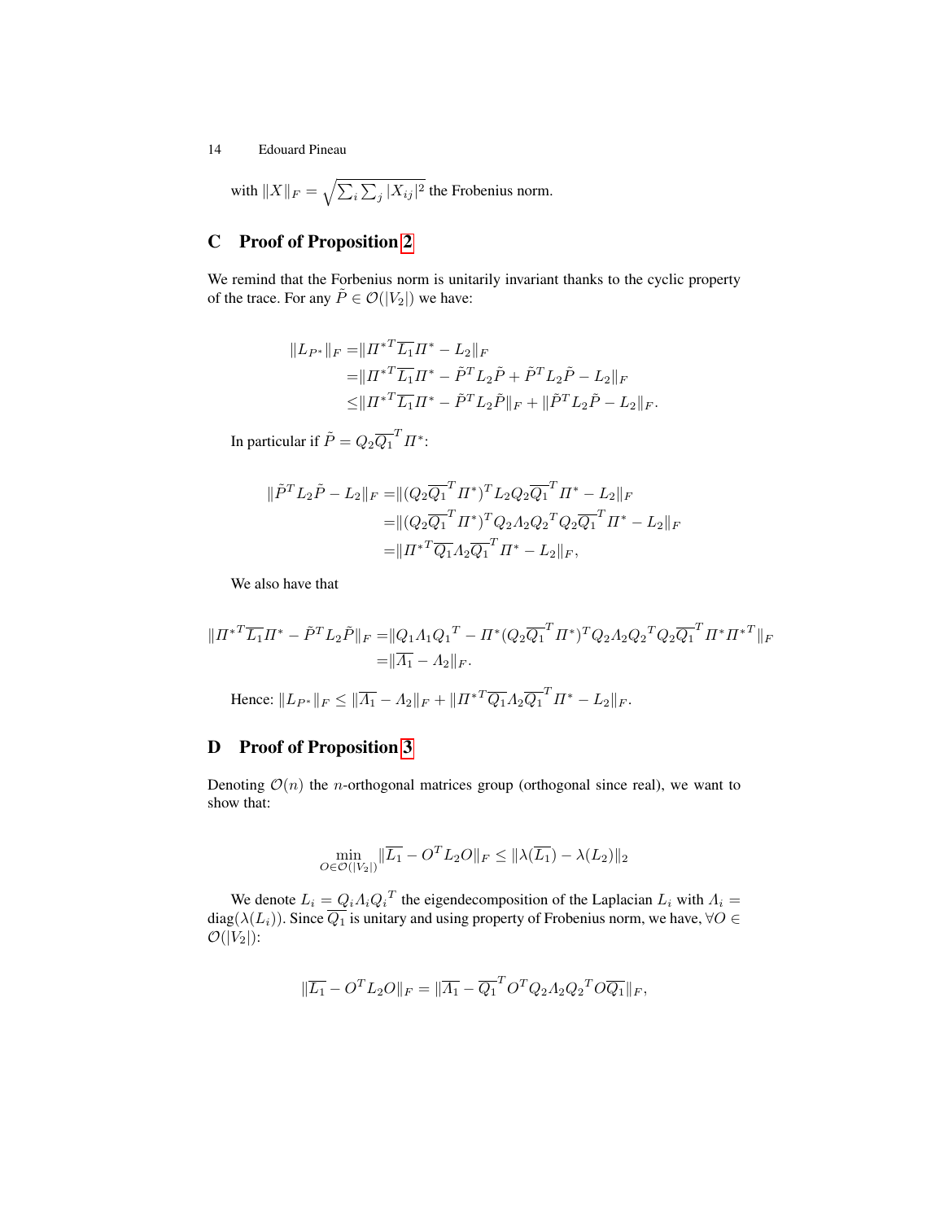with $\|X\|_F = \sqrt{\sum_i \sum_j |X_{ij}|^2}$ the Frobenius norm.

## C Proof of Proposition 2

We remind that the Forbenius norm is unitarily invariant thanks to the cyclic property of the trace. For any $\tilde{P} \in \mathcal{O}(|V_2|)$ we have:

$$
\begin{aligned}
\|L_{P^*}\|_F =& \|{\Pi^*}^T \overline{L_1} \Pi^* - L_2\|_F \\
=& \|{\Pi^*}^T \overline{L_1} \Pi^* - \tilde{P}^T L_2 \tilde{P} + \tilde{P}^T L_2 \tilde{P} - L_2\|_F \\
\leq& \|{\Pi^*}^T \overline{L_1} \Pi^* - \tilde{P}^T L_2 \tilde{P}\|_F + \|\tilde{P}^T L_2 \tilde{P} - L_2\|_F.
\end{aligned}
$$

In particular if $\tilde{P} = Q_2 \overline{Q_1}^T \Pi^*$:

$$
\begin{aligned}
\|\tilde{P}^T L_2 \tilde{P} - L_2\|_F =& \|(Q_2 \overline{Q_1}^T \Pi^*)^T L_2 Q_2 \overline{Q_1}^T \Pi^* - L_2\|_F \\
=& \|(Q_2 \overline{Q_1}^T \Pi^*)^T Q_2 \Lambda_2 {Q_2}^T Q_2 \overline{Q_1}^T \Pi^* - L_2\|_F \\
=& \|{\Pi^*}^T \overline{Q_1} \Lambda_2 \overline{Q_1}^T \Pi^* - L_2\|_F,
\end{aligned}
$$

We also have that

$$
\begin{aligned}
\|{\Pi^*}^T \overline{L_1} \Pi^* - \tilde{P}^T L_2 \tilde{P}\|_F =& \|Q_1 \Lambda_1 {Q_1}^T - \Pi^* (Q_2 \overline{Q_1}^T \Pi^*)^T Q_2 \Lambda_2 {Q_2}^T Q_2 \overline{Q_1}^T \Pi^* {\Pi^*}^T\|_F \\
=& \|\overline{\Lambda_1} - \Lambda_2\|_F.
\end{aligned}
$$

Hence: $\|L_{P^*}\|_F \leq \|\overline{\Lambda_1} - \Lambda_2\|_F + \|{\Pi^*}^T \overline{Q_1} \Lambda_2 \overline{Q_1}^T \Pi^* - L_2\|_F$.

## D Proof of Proposition 3

Denoting $\mathcal{O}(n)$ the $n$-orthogonal matrices group (orthogonal since real), we want to show that:

$$
\min_{O \in \mathcal{O}(|V_2|)} \|\overline{L_1} - O^T L_2 O\|_F \leq \|\lambda(\overline{L_1}) - \lambda(L_2)\|_2
$$

We denote $L_i = Q_i \Lambda_i {Q_i}^T$ the eigendecomposition of the Laplacian $L_i$ with $\Lambda_i = \text{diag}(\lambda(L_i))$. Since $\overline{Q_1}$ is unitary and using property of Frobenius norm, we have, $\forall O \in \mathcal{O}(|V_2|)$:

$$
\|\overline{L_1} - O^T L_2 O\|_F = \|\overline{\Lambda_1} - \overline{Q_1}^T O^T Q_2 \Lambda_2 {Q_2}^T O \overline{Q_1}\|_F,
$$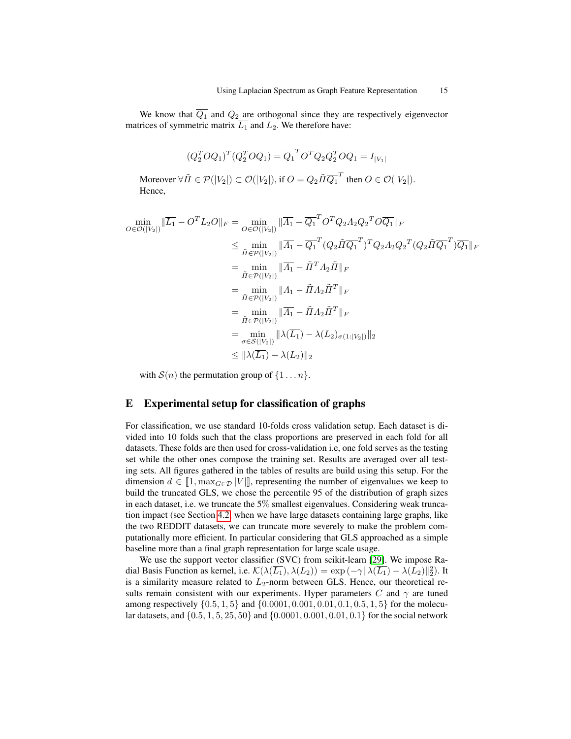We know that $\overline{Q_1}$ and $Q_2$ are orthogonal since they are respectively eigenvector matrices of symmetric matrix $\overline{L_1}$ and $L_2$. We therefore have:

$$(Q_2^T O \overline{Q_1})^T (Q_2^T O \overline{Q_1}) = \overline{Q_1}^T O^T Q_2 Q_2^T O \overline{Q_1} = I_{|V_1|}$$

Moreover $\forall \tilde{\Pi} \in \mathcal{P}(|V_2|) \subset \mathcal{O}(|V_2|)$, if $O = Q_2 \tilde{\Pi} \overline{Q_1}^T$ then $O \in \mathcal{O}(|V_2|)$.
Hence,

$$\begin{aligned}
\min_{O \in \mathcal{O}(|V_2|)} \|\overline{L_1} - O^T L_2 O\|_F &= \min_{O \in \mathcal{O}(|V_2|)} \|\overline{\Lambda_1} - \overline{Q_1}^T O^T Q_2 \Lambda_2 Q_2{}^T O \overline{Q_1}\|_F \\
&\leq \min_{\tilde{\Pi} \in \mathcal{P}(|V_2|)} \|\overline{\Lambda_1} - \overline{Q_1}^T (Q_2 \tilde{\Pi} \overline{Q_1}^T)^T Q_2 \Lambda_2 Q_2{}^T (Q_2 \tilde{\Pi} \overline{Q_1}^T) \overline{Q_1}\|_F \\
&= \min_{\tilde{\Pi} \in \mathcal{P}(|V_2|)} \|\overline{\Lambda_1} - \tilde{\Pi}^T \Lambda_2 \tilde{\Pi}\|_F \\
&= \min_{\tilde{\Pi} \in \mathcal{P}(|V_2|)} \|\overline{\Lambda_1} - \tilde{\Pi} \Lambda_2 \tilde{\Pi}^T\|_F \\
&= \min_{\tilde{\Pi} \in \mathcal{P}(|V_2|)} \|\overline{\Lambda_1} - \tilde{\Pi} \Lambda_2 \tilde{\Pi}^T\|_F \\
&= \min_{\sigma \in \mathcal{S}(|V_2|)} \|\lambda(\overline{L_1}) - \lambda(L_2)_{\sigma(1:|V_2|)}\|_2 \\
&\leq \|\lambda(\overline{L_1}) - \lambda(L_2)\|_2
\end{aligned}$$

with $\mathcal{S}(n)$ the permutation group of $\{1 \dots n\}$.

## E Experimental setup for classification of graphs

For classification, we use standard 10-folds cross validation setup. Each dataset is divided into 10 folds such that the class proportions are preserved in each fold for all datasets. These folds are then used for cross-validation i.e, one fold serves as the testing set while the other ones compose the training set. Results are averaged over all testing sets. All figures gathered in the tables of results are build using this setup. For the dimension $d \in [\![1, \max_{G \in \mathcal{D}} |V|]\!]$, representing the number of eigenvalues we keep to build the truncated GLS, we chose the percentile 95 of the distribution of graph sizes in each dataset, i.e. we truncate the 5% smallest eigenvalues. Considering weak truncation impact (see Section 4.2) when we have large datasets containing large graphs, like the two REDDIT datasets, we can truncate more severely to make the problem computationally more efficient. In particular considering that GLS approached as a simple baseline more than a final graph representation for large scale usage.

We use the support vector classifier (SVC) from scikit-learn [29]. We impose Radial Basis Function as kernel, i.e. $\mathcal{K}(\lambda(\overline{L_1}), \lambda(L_2)) = \exp\left(-\gamma \|\lambda(\overline{L_1}) - \lambda(L_2)\|_2^2\right)$. It is a similarity measure related to $L_2$-norm between GLS. Hence, our theoretical results remain consistent with our experiments. Hyper parameters $C$ and $\gamma$ are tuned among respectively $\{0.5, 1, 5\}$ and $\{0.0001, 0.001, 0.01, 0.1, 0.5, 1, 5\}$ for the molecular datasets, and $\{0.5, 1, 5, 25, 50\}$ and $\{0.0001, 0.001, 0.01, 0.1\}$ for the social network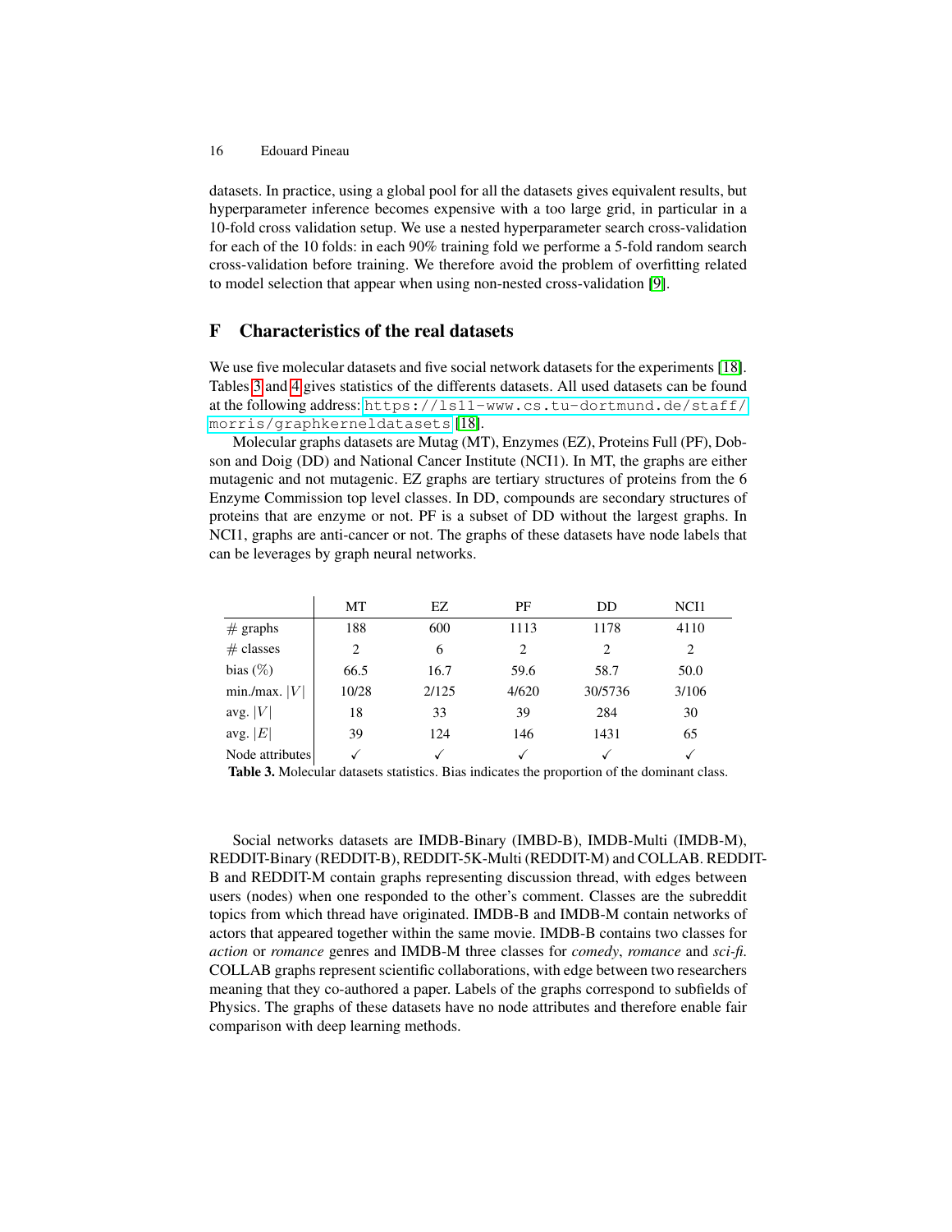datasets. In practice, using a global pool for all the datasets gives equivalent results, but hyperparameter inference becomes expensive with a too large grid, in particular in a 10-fold cross validation setup. We use a nested hyperparameter search cross-validation for each of the 10 folds: in each 90% training fold we performe a 5-fold random search cross-validation before training. We therefore avoid the problem of overfitting related to model selection that appear when using non-nested cross-validation [9].

## F Characteristics of the real datasets

We use five molecular datasets and five social network datasets for the experiments [18]. Tables 3 and 4 gives statistics of the differents datasets. All used datasets can be found at the following address: `https://ls11-www.cs.tu-dortmund.de/staff/morris/graphkerneldatasets` [18].

Molecular graphs datasets are Mutag (MT), Enzymes (EZ), Proteins Full (PF), Dobson and Doig (DD) and National Cancer Institute (NCI1). In MT, the graphs are either mutagenic and not mutagenic. EZ graphs are tertiary structures of proteins from the 6 Enzyme Commission top level classes. In DD, compounds are secondary structures of proteins that are enzyme or not. PF is a subset of DD without the largest graphs. In NCI1, graphs are anti-cancer or not. The graphs of these datasets have node labels that can be leverages by graph neural networks.

| | MT | EZ | PF | DD | NCI1 |
|---|---|---|---|---|---|
| # graphs | 188 | 600 | 1113 | 1178 | 4110 |
| # classes | 2 | 6 | 2 | 2 | 2 |
| bias (%) | 66.5 | 16.7 | 59.6 | 58.7 | 50.0 |
| min./max. $\|V\|$ | 10/28 | 2/125 | 4/620 | 30/5736 | 3/106 |
| avg. $\|V\|$ | 18 | 33 | 39 | 284 | 30 |
| avg. $\|E\|$ | 39 | 124 | 146 | 1431 | 65 |
| Node attributes | ✓ | ✓ | ✓ | ✓ | ✓ |

**Table 3.** Molecular datasets statistics. Bias indicates the proportion of the dominant class.

Social networks datasets are IMDB-Binary (IMBD-B), IMDB-Multi (IMDB-M), REDDIT-Binary (REDDIT-B), REDDIT-5K-Multi (REDDIT-M) and COLLAB. REDDIT-B and REDDIT-M contain graphs representing discussion thread, with edges between users (nodes) when one responded to the other's comment. Classes are the subreddit topics from which thread have originated. IMDB-B and IMDB-M contain networks of actors that appeared together within the same movie. IMDB-B contains two classes for *action* or *romance* genres and IMDB-M three classes for *comedy*, *romance* and *sci-fi*. COLLAB graphs represent scientific collaborations, with edge between two researchers meaning that they co-authored a paper. Labels of the graphs correspond to subfields of Physics. The graphs of these datasets have no node attributes and therefore enable fair comparison with deep learning methods.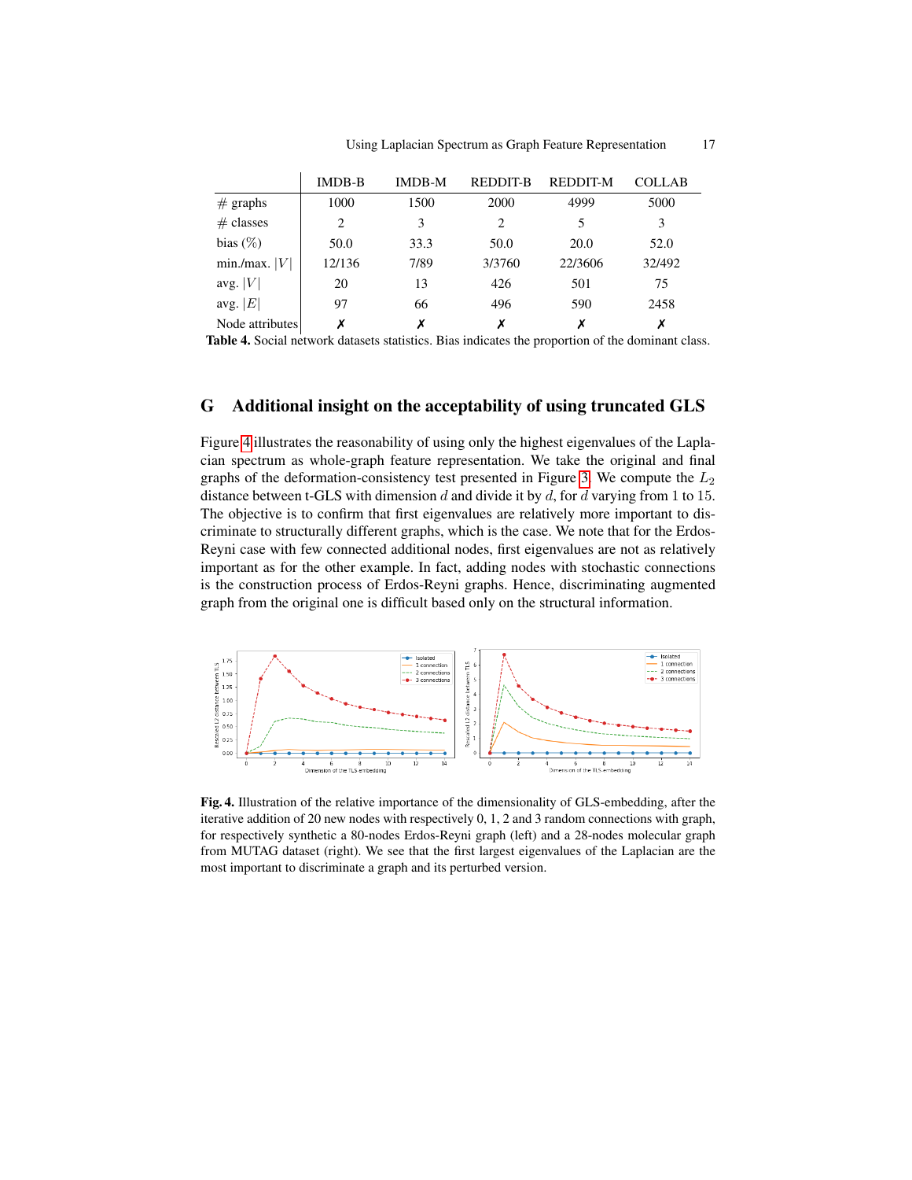| | IMDB-B | IMDB-M | REDDIT-B | REDDIT-M | COLLAB |
|---|---|---|---|---|---|
| # graphs | 1000 | 1500 | 2000 | 4999 | 5000 |
| # classes | 2 | 3 | 2 | 5 | 3 |
| bias (%) | 50.0 | 33.3 | 50.0 | 20.0 | 52.0 |
| min./max. $\|V\|$ | 12/136 | 7/89 | 3/3760 | 22/3606 | 32/492 |
| avg. $\|V\|$ | 20 | 13 | 426 | 501 | 75 |
| avg. $\|E\|$ | 97 | 66 | 496 | 590 | 2458 |
| Node attributes | ✗ | ✗ | ✗ | ✗ | ✗ |

**Table 4.** Social network datasets statistics. Bias indicates the proportion of the dominant class.

## G Additional insight on the acceptability of using truncated GLS

Figure 4 illustrates the reasonability of using only the highest eigenvalues of the Laplacian spectrum as whole-graph feature representation. We take the original and final graphs of the deformation-consistency test presented in Figure 3. We compute the $L_2$ distance between t-GLS with dimension $d$ and divide it by $d$, for $d$ varying from 1 to 15. The objective is to confirm that first eigenvalues are relatively more important to discriminate to structurally different graphs, which is the case. We note that for the Erdos-Reyni case with few connected additional nodes, first eigenvalues are not as relatively important as for the other example. In fact, adding nodes with stochastic connections is the construction process of Erdos-Reyni graphs. Hence, discriminating augmented graph from the original one is difficult based only on the structural information.

Rescaled L2 distance between TLS
Dimension of the TLS-embedding
Isolated
1 connection
2 connections
3 connections

**Fig. 4.** Illustration of the relative importance of the dimensionality of GLS-embedding, after the iterative addition of 20 new nodes with respectively 0, 1, 2 and 3 random connections with graph, for respectively synthetic a 80-nodes Erdos-Reyni graph (left) and a 28-nodes molecular graph from MUTAG dataset (right). We see that the first largest eigenvalues of the Laplacian are the most important to discriminate a graph and its perturbed version.